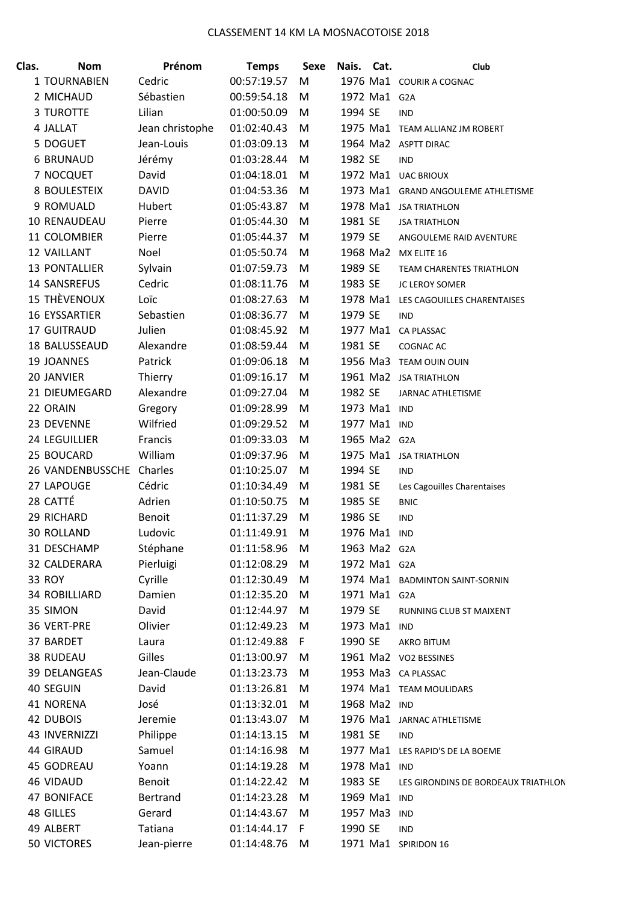# CLASSEMENT 14 KM LA MOSNACOTOISE 2018

| Clas. | Nom | Prénom | Temps | Sexe | Nais. | Cat. | Club |
|---|---|---|---|---|---|---|---|
| 1 | TOURNABIEN | Cedric | 00:57:19.57 | M | 1976 | Ma1 | COURIR A COGNAC |
| 2 | MICHAUD | Sébastien | 00:59:54.18 | M | 1972 | Ma1 | G2A |
| 3 | TUROTTE | Lilian | 01:00:50.09 | M | 1994 | SE | IND |
| 4 | JALLAT | Jean christophe | 01:02:40.43 | M | 1975 | Ma1 | TEAM ALLIANZ JM ROBERT |
| 5 | DOGUET | Jean-Louis | 01:03:09.13 | M | 1964 | Ma2 | ASPTT DIRAC |
| 6 | BRUNAUD | Jérémy | 01:03:28.44 | M | 1982 | SE | IND |
| 7 | NOCQUET | David | 01:04:18.01 | M | 1972 | Ma1 | UAC BRIOUX |
| 8 | BOULESTEIX | DAVID | 01:04:53.36 | M | 1973 | Ma1 | GRAND ANGOULEME ATHLETISME |
| 9 | ROMUALD | Hubert | 01:05:43.87 | M | 1978 | Ma1 | JSA TRIATHLON |
| 10 | RENAUDEAU | Pierre | 01:05:44.30 | M | 1981 | SE | JSA TRIATHLON |
| 11 | COLOMBIER | Pierre | 01:05:44.37 | M | 1979 | SE | ANGOULEME RAID AVENTURE |
| 12 | VAILLANT | Noel | 01:05:50.74 | M | 1968 | Ma2 | MX ELITE 16 |
| 13 | PONTALLIER | Sylvain | 01:07:59.73 | M | 1989 | SE | TEAM CHARENTES TRIATHLON |
| 14 | SANSREFUS | Cedric | 01:08:11.76 | M | 1983 | SE | JC LEROY SOMER |
| 15 | THÈVENOUX | Loïc | 01:08:27.63 | M | 1978 | Ma1 | LES CAGOUILLES CHARENTAISES |
| 16 | EYSSARTIER | Sebastien | 01:08:36.77 | M | 1979 | SE | IND |
| 17 | GUITRAUD | Julien | 01:08:45.92 | M | 1977 | Ma1 | CA PLASSAC |
| 18 | BALUSSEAUD | Alexandre | 01:08:59.44 | M | 1981 | SE | COGNAC AC |
| 19 | JOANNES | Patrick | 01:09:06.18 | M | 1956 | Ma3 | TEAM OUIN OUIN |
| 20 | JANVIER | Thierry | 01:09:16.17 | M | 1961 | Ma2 | JSA TRIATHLON |
| 21 | DIEUMEGARD | Alexandre | 01:09:27.04 | M | 1982 | SE | JARNAC ATHLETISME |
| 22 | ORAIN | Gregory | 01:09:28.99 | M | 1973 | Ma1 | IND |
| 23 | DEVENNE | Wilfried | 01:09:29.52 | M | 1977 | Ma1 | IND |
| 24 | LEGUILLIER | Francis | 01:09:33.03 | M | 1965 | Ma2 | G2A |
| 25 | BOUCARD | William | 01:09:37.96 | M | 1975 | Ma1 | JSA TRIATHLON |
| 26 | VANDENBUSSCHE | Charles | 01:10:25.07 | M | 1994 | SE | IND |
| 27 | LAPOUGE | Cédric | 01:10:34.49 | M | 1981 | SE | Les Cagouilles Charentaises |
| 28 | CATTÉ | Adrien | 01:10:50.75 | M | 1985 | SE | BNIC |
| 29 | RICHARD | Benoit | 01:11:37.29 | M | 1986 | SE | IND |
| 30 | ROLLAND | Ludovic | 01:11:49.91 | M | 1976 | Ma1 | IND |
| 31 | DESCHAMP | Stéphane | 01:11:58.96 | M | 1963 | Ma2 | G2A |
| 32 | CALDERARA | Pierluigi | 01:12:08.29 | M | 1972 | Ma1 | G2A |
| 33 | ROY | Cyrille | 01:12:30.49 | M | 1974 | Ma1 | BADMINTON SAINT-SORNIN |
| 34 | ROBILLIARD | Damien | 01:12:35.20 | M | 1971 | Ma1 | G2A |
| 35 | SIMON | David | 01:12:44.97 | M | 1979 | SE | RUNNING CLUB ST MAIXENT |
| 36 | VERT-PRE | Olivier | 01:12:49.23 | M | 1973 | Ma1 | IND |
| 37 | BARDET | Laura | 01:12:49.88 | F | 1990 | SE | AKRO BITUM |
| 38 | RUDEAU | Gilles | 01:13:00.97 | M | 1961 | Ma2 | VO2 BESSINES |
| 39 | DELANGEAS | Jean-Claude | 01:13:23.73 | M | 1953 | Ma3 | CA PLASSAC |
| 40 | SEGUIN | David | 01:13:26.81 | M | 1974 | Ma1 | TEAM MOULIDARS |
| 41 | NORENA | José | 01:13:32.01 | M | 1968 | Ma2 | IND |
| 42 | DUBOIS | Jeremie | 01:13:43.07 | M | 1976 | Ma1 | JARNAC ATHLETISME |
| 43 | INVERNIZZI | Philippe | 01:14:13.15 | M | 1981 | SE | IND |
| 44 | GIRAUD | Samuel | 01:14:16.98 | M | 1977 | Ma1 | LES RAPID'S DE LA BOEME |
| 45 | GODREAU | Yoann | 01:14:19.28 | M | 1978 | Ma1 | IND |
| 46 | VIDAUD | Benoit | 01:14:22.42 | M | 1983 | SE | LES GIRONDINS DE BORDEAUX TRIATHLON |
| 47 | BONIFACE | Bertrand | 01:14:23.28 | M | 1969 | Ma1 | IND |
| 48 | GILLES | Gerard | 01:14:43.67 | M | 1957 | Ma3 | IND |
| 49 | ALBERT | Tatiana | 01:14:44.17 | F | 1990 | SE | IND |
| 50 | VICTORES | Jean-pierre | 01:14:48.76 | M | 1971 | Ma1 | SPIRIDON 16 |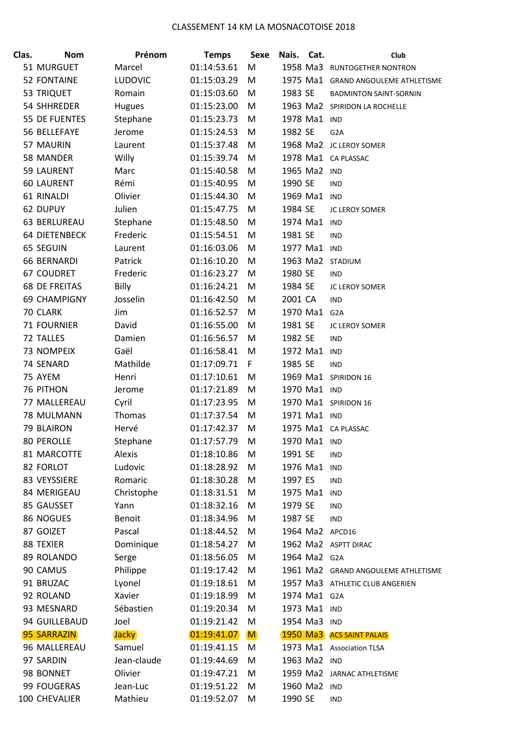# CLASSEMENT 14 KM LA MOSNACOTOISE 2018

| Clas. | Nom | Prénom | Temps | Sexe | Nais. | Cat. | Club |
|---|---|---|---|---|---|---|---|
| 51 | MURGUET | Marcel | 01:14:53.61 | M | 1958 | Ma3 | RUNTOGETHER NONTRON |
| 52 | FONTAINE | LUDOVIC | 01:15:03.29 | M | 1975 | Ma1 | GRAND ANGOULEME ATHLETISME |
| 53 | TRIQUET | Romain | 01:15:03.60 | M | 1983 | SE | BADMINTON SAINT-SORNIN |
| 54 | SHHREDER | Hugues | 01:15:23.00 | M | 1963 | Ma2 | SPIRIDON LA ROCHELLE |
| 55 | DE FUENTES | Stephane | 01:15:23.73 | M | 1978 | Ma1 | IND |
| 56 | BELLEFAYE | Jerome | 01:15:24.53 | M | 1982 | SE | G2A |
| 57 | MAURIN | Laurent | 01:15:37.48 | M | 1968 | Ma2 | JC LEROY SOMER |
| 58 | MANDER | Willy | 01:15:39.74 | M | 1978 | Ma1 | CA PLASSAC |
| 59 | LAURENT | Marc | 01:15:40.58 | M | 1965 | Ma2 | IND |
| 60 | LAURENT | Rémi | 01:15:40.95 | M | 1990 | SE | IND |
| 61 | RINALDI | Olivier | 01:15:44.30 | M | 1969 | Ma1 | IND |
| 62 | DUPUY | Julien | 01:15:47.75 | M | 1984 | SE | JC LEROY SOMER |
| 63 | BERLUREAU | Stephane | 01:15:48.50 | M | 1974 | Ma1 | IND |
| 64 | DIETENBECK | Frederic | 01:15:54.51 | M | 1981 | SE | IND |
| 65 | SEGUIN | Laurent | 01:16:03.06 | M | 1977 | Ma1 | IND |
| 66 | BERNARDI | Patrick | 01:16:10.20 | M | 1963 | Ma2 | STADIUM |
| 67 | COUDRET | Frederic | 01:16:23.27 | M | 1980 | SE | IND |
| 68 | DE FREITAS | Billy | 01:16:24.21 | M | 1984 | SE | JC LEROY SOMER |
| 69 | CHAMPIGNY | Josselin | 01:16:42.50 | M | 2001 | CA | IND |
| 70 | CLARK | Jim | 01:16:52.57 | M | 1970 | Ma1 | G2A |
| 71 | FOURNIER | David | 01:16:55.00 | M | 1981 | SE | JC LEROY SOMER |
| 72 | TALLES | Damien | 01:16:56.57 | M | 1982 | SE | IND |
| 73 | NOMPEIX | Gaël | 01:16:58.41 | M | 1972 | Ma1 | IND |
| 74 | SENARD | Mathilde | 01:17:09.71 | F | 1985 | SE | IND |
| 75 | AYEM | Henri | 01:17:10.61 | M | 1969 | Ma1 | SPIRIDON 16 |
| 76 | PITHON | Jerome | 01:17:21.89 | M | 1970 | Ma1 | IND |
| 77 | MALLEREAU | Cyril | 01:17:23.95 | M | 1970 | Ma1 | SPIRIDON 16 |
| 78 | MULMANN | Thomas | 01:17:37.54 | M | 1971 | Ma1 | IND |
| 79 | BLAIRON | Hervé | 01:17:42.37 | M | 1975 | Ma1 | CA PLASSAC |
| 80 | PEROLLE | Stephane | 01:17:57.79 | M | 1970 | Ma1 | IND |
| 81 | MARCOTTE | Alexis | 01:18:10.86 | M | 1991 | SE | IND |
| 82 | FORLOT | Ludovic | 01:18:28.92 | M | 1976 | Ma1 | IND |
| 83 | VEYSSIERE | Romaric | 01:18:30.28 | M | 1997 | ES | IND |
| 84 | MERIGEAU | Christophe | 01:18:31.51 | M | 1975 | Ma1 | IND |
| 85 | GAUSSET | Yann | 01:18:32.16 | M | 1979 | SE | IND |
| 86 | NOGUES | Benoit | 01:18:34.96 | M | 1987 | SE | IND |
| 87 | GOIZET | Pascal | 01:18:44.52 | M | 1964 | Ma2 | APCD16 |
| 88 | TEXIER | Dominique | 01:18:54.27 | M | 1962 | Ma2 | ASPTT DIRAC |
| 89 | ROLANDO | Serge | 01:18:56.05 | M | 1964 | Ma2 | G2A |
| 90 | CAMUS | Philippe | 01:19:17.42 | M | 1961 | Ma2 | GRAND ANGOULEME ATHLETISME |
| 91 | BRUZAC | Lyonel | 01:19:18.61 | M | 1957 | Ma3 | ATHLETIC CLUB ANGERIEN |
| 92 | ROLAND | Xavier | 01:19:18.99 | M | 1974 | Ma1 | G2A |
| 93 | MESNARD | Sébastien | 01:19:20.34 | M | 1973 | Ma1 | IND |
| 94 | GUILLEBAUD | Joel | 01:19:21.42 | M | 1954 | Ma3 | IND |
| 95 | SARRAZIN | Jacky | 01:19:41.07 | M | 1950 | Ma3 | ACS SAINT PALAIS |
| 96 | MALLEREAU | Samuel | 01:19:41.15 | M | 1973 | Ma1 | Association TLSA |
| 97 | SARDIN | Jean-claude | 01:19:44.69 | M | 1963 | Ma2 | IND |
| 98 | BONNET | Olivier | 01:19:47.21 | M | 1959 | Ma2 | JARNAC ATHLETISME |
| 99 | FOUGERAS | Jean-Luc | 01:19:51.22 | M | 1960 | Ma2 | IND |
| 100 | CHEVALIER | Mathieu | 01:19:52.07 | M | 1990 | SE | IND |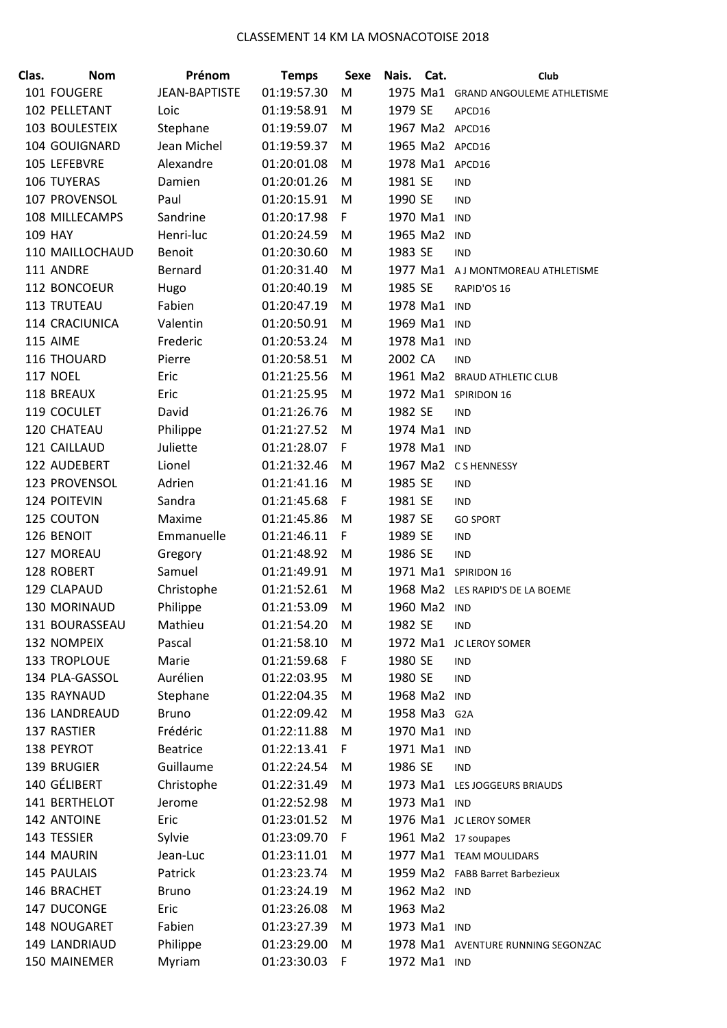CLASSEMENT 14 KM LA MOSNACOTOISE 2018

| Clas. | Nom | Prénom | Temps | Sexe | Nais. | Cat. | Club |
|---|---|---|---|---|---|---|---|
| 101 | FOUGERE | JEAN-BAPTISTE | 01:19:57.30 | M | 1975 | Ma1 | GRAND ANGOULEME ATHLETISME |
| 102 | PELLETANT | Loic | 01:19:58.91 | M | 1979 | SE | APCD16 |
| 103 | BOULESTEIX | Stephane | 01:19:59.07 | M | 1967 | Ma2 | APCD16 |
| 104 | GOUIGNARD | Jean Michel | 01:19:59.37 | M | 1965 | Ma2 | APCD16 |
| 105 | LEFEBVRE | Alexandre | 01:20:01.08 | M | 1978 | Ma1 | APCD16 |
| 106 | TUYERAS | Damien | 01:20:01.26 | M | 1981 | SE | IND |
| 107 | PROVENSOL | Paul | 01:20:15.91 | M | 1990 | SE | IND |
| 108 | MILLECAMPS | Sandrine | 01:20:17.98 | F | 1970 | Ma1 | IND |
| 109 | HAY | Henri-luc | 01:20:24.59 | M | 1965 | Ma2 | IND |
| 110 | MAILLOCHAUD | Benoit | 01:20:30.60 | M | 1983 | SE | IND |
| 111 | ANDRE | Bernard | 01:20:31.40 | M | 1977 | Ma1 | A J MONTMOREAU ATHLETISME |
| 112 | BONCOEUR | Hugo | 01:20:40.19 | M | 1985 | SE | RAPID'OS 16 |
| 113 | TRUTEAU | Fabien | 01:20:47.19 | M | 1978 | Ma1 | IND |
| 114 | CRACIUNICA | Valentin | 01:20:50.91 | M | 1969 | Ma1 | IND |
| 115 | AIME | Frederic | 01:20:53.24 | M | 1978 | Ma1 | IND |
| 116 | THOUARD | Pierre | 01:20:58.51 | M | 2002 | CA | IND |
| 117 | NOEL | Eric | 01:21:25.56 | M | 1961 | Ma2 | BRAUD ATHLETIC CLUB |
| 118 | BREAUX | Eric | 01:21:25.95 | M | 1972 | Ma1 | SPIRIDON 16 |
| 119 | COCULET | David | 01:21:26.76 | M | 1982 | SE | IND |
| 120 | CHATEAU | Philippe | 01:21:27.52 | M | 1974 | Ma1 | IND |
| 121 | CAILLAUD | Juliette | 01:21:28.07 | F | 1978 | Ma1 | IND |
| 122 | AUDEBERT | Lionel | 01:21:32.46 | M | 1967 | Ma2 | C S HENNESSY |
| 123 | PROVENSOL | Adrien | 01:21:41.16 | M | 1985 | SE | IND |
| 124 | POITEVIN | Sandra | 01:21:45.68 | F | 1981 | SE | IND |
| 125 | COUTON | Maxime | 01:21:45.86 | M | 1987 | SE | GO SPORT |
| 126 | BENOIT | Emmanuelle | 01:21:46.11 | F | 1989 | SE | IND |
| 127 | MOREAU | Gregory | 01:21:48.92 | M | 1986 | SE | IND |
| 128 | ROBERT | Samuel | 01:21:49.91 | M | 1971 | Ma1 | SPIRIDON 16 |
| 129 | CLAPAUD | Christophe | 01:21:52.61 | M | 1968 | Ma2 | LES RAPID'S DE LA BOEME |
| 130 | MORINAUD | Philippe | 01:21:53.09 | M | 1960 | Ma2 | IND |
| 131 | BOURASSEAU | Mathieu | 01:21:54.20 | M | 1982 | SE | IND |
| 132 | NOMPEIX | Pascal | 01:21:58.10 | M | 1972 | Ma1 | JC LEROY SOMER |
| 133 | TROPLOUE | Marie | 01:21:59.68 | F | 1980 | SE | IND |
| 134 | PLA-GASSOL | Aurélien | 01:22:03.95 | M | 1980 | SE | IND |
| 135 | RAYNAUD | Stephane | 01:22:04.35 | M | 1968 | Ma2 | IND |
| 136 | LANDREAUD | Bruno | 01:22:09.42 | M | 1958 | Ma3 | G2A |
| 137 | RASTIER | Frédéric | 01:22:11.88 | M | 1970 | Ma1 | IND |
| 138 | PEYROT | Beatrice | 01:22:13.41 | F | 1971 | Ma1 | IND |
| 139 | BRUGIER | Guillaume | 01:22:24.54 | M | 1986 | SE | IND |
| 140 | GÉLIBERT | Christophe | 01:22:31.49 | M | 1973 | Ma1 | LES JOGGEURS BRIAUDS |
| 141 | BERTHELOT | Jerome | 01:22:52.98 | M | 1973 | Ma1 | IND |
| 142 | ANTOINE | Eric | 01:23:01.52 | M | 1976 | Ma1 | JC LEROY SOMER |
| 143 | TESSIER | Sylvie | 01:23:09.70 | F | 1961 | Ma2 | 17 soupapes |
| 144 | MAURIN | Jean-Luc | 01:23:11.01 | M | 1977 | Ma1 | TEAM MOULIDARS |
| 145 | PAULAIS | Patrick | 01:23:23.74 | M | 1959 | Ma2 | FABB Barret Barbezieux |
| 146 | BRACHET | Bruno | 01:23:24.19 | M | 1962 | Ma2 | IND |
| 147 | DUCONGE | Eric | 01:23:26.08 | M | 1963 | Ma2 | |
| 148 | NOUGARET | Fabien | 01:23:27.39 | M | 1973 | Ma1 | IND |
| 149 | LANDRIAUD | Philippe | 01:23:29.00 | M | 1978 | Ma1 | AVENTURE RUNNING SEGONZAC |
| 150 | MAINEMER | Myriam | 01:23:30.03 | F | 1972 | Ma1 | IND |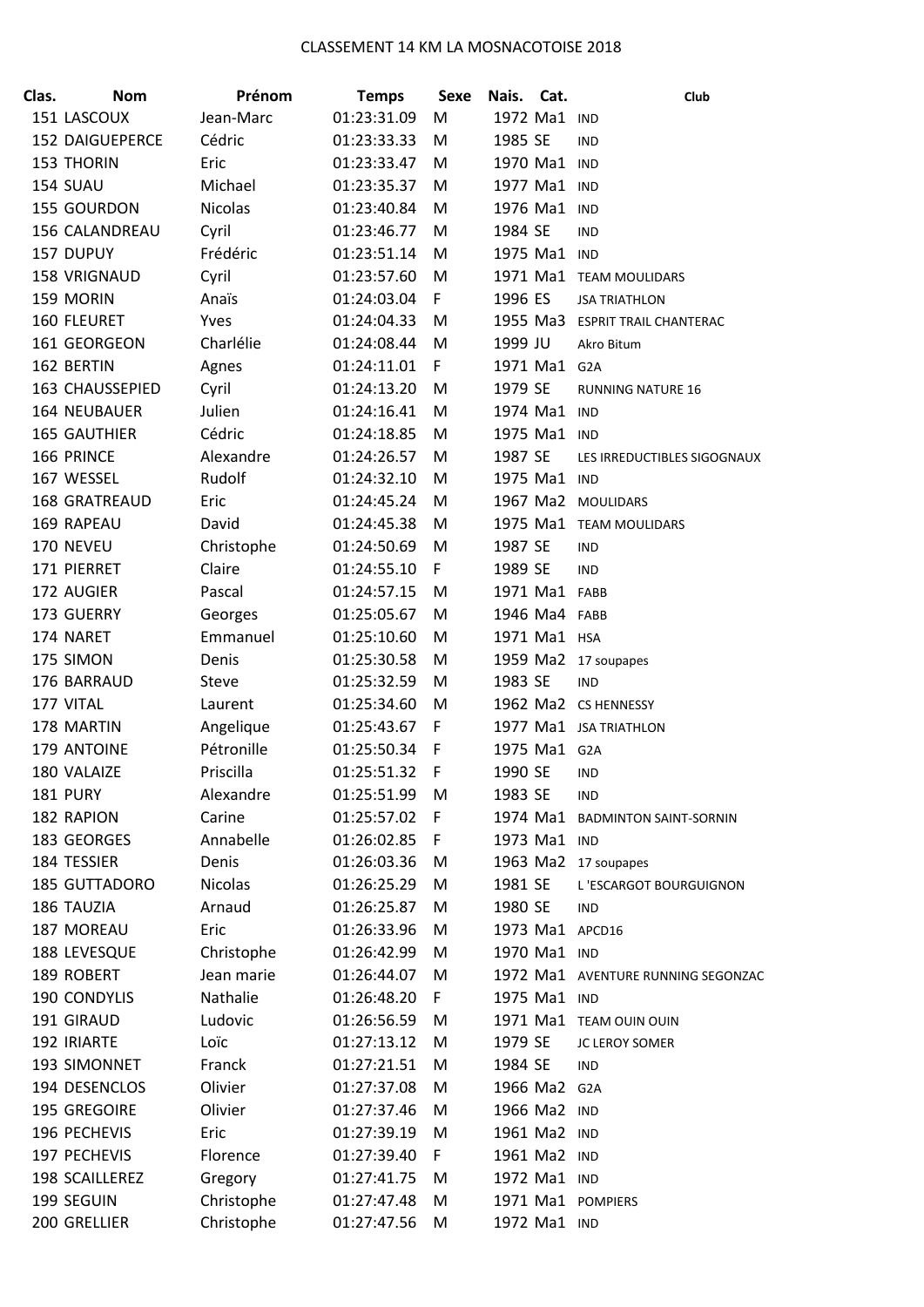CLASSEMENT 14 KM LA MOSNACOTOISE 2018

| Clas. | Nom | Prénom | Temps | Sexe | Nais. | Cat. | Club |
|---|---|---|---|---|---|---|---|
| 151 | LASCOUX | Jean-Marc | 01:23:31.09 | M | 1972 | Ma1 | IND |
| 152 | DAIGUEPERCE | Cédric | 01:23:33.33 | M | 1985 | SE | IND |
| 153 | THORIN | Eric | 01:23:33.47 | M | 1970 | Ma1 | IND |
| 154 | SUAU | Michael | 01:23:35.37 | M | 1977 | Ma1 | IND |
| 155 | GOURDON | Nicolas | 01:23:40.84 | M | 1976 | Ma1 | IND |
| 156 | CALANDREAU | Cyril | 01:23:46.77 | M | 1984 | SE | IND |
| 157 | DUPUY | Frédéric | 01:23:51.14 | M | 1975 | Ma1 | IND |
| 158 | VRIGNAUD | Cyril | 01:23:57.60 | M | 1971 | Ma1 | TEAM MOULIDARS |
| 159 | MORIN | Anaïs | 01:24:03.04 | F | 1996 | ES | JSA TRIATHLON |
| 160 | FLEURET | Yves | 01:24:04.33 | M | 1955 | Ma3 | ESPRIT TRAIL CHANTERAC |
| 161 | GEORGEON | Charlélie | 01:24:08.44 | M | 1999 | JU | Akro Bitum |
| 162 | BERTIN | Agnes | 01:24:11.01 | F | 1971 | Ma1 | G2A |
| 163 | CHAUSSEPIED | Cyril | 01:24:13.20 | M | 1979 | SE | RUNNING NATURE 16 |
| 164 | NEUBAUER | Julien | 01:24:16.41 | M | 1974 | Ma1 | IND |
| 165 | GAUTHIER | Cédric | 01:24:18.85 | M | 1975 | Ma1 | IND |
| 166 | PRINCE | Alexandre | 01:24:26.57 | M | 1987 | SE | LES IRREDUCTIBLES SIGOGNAUX |
| 167 | WESSEL | Rudolf | 01:24:32.10 | M | 1975 | Ma1 | IND |
| 168 | GRATREAUD | Eric | 01:24:45.24 | M | 1967 | Ma2 | MOULIDARS |
| 169 | RAPEAU | David | 01:24:45.38 | M | 1975 | Ma1 | TEAM MOULIDARS |
| 170 | NEVEU | Christophe | 01:24:50.69 | M | 1987 | SE | IND |
| 171 | PIERRET | Claire | 01:24:55.10 | F | 1989 | SE | IND |
| 172 | AUGIER | Pascal | 01:24:57.15 | M | 1971 | Ma1 | FABB |
| 173 | GUERRY | Georges | 01:25:05.67 | M | 1946 | Ma4 | FABB |
| 174 | NARET | Emmanuel | 01:25:10.60 | M | 1971 | Ma1 | HSA |
| 175 | SIMON | Denis | 01:25:30.58 | M | 1959 | Ma2 | 17 soupapes |
| 176 | BARRAUD | Steve | 01:25:32.59 | M | 1983 | SE | IND |
| 177 | VITAL | Laurent | 01:25:34.60 | M | 1962 | Ma2 | CS HENNESSY |
| 178 | MARTIN | Angelique | 01:25:43.67 | F | 1977 | Ma1 | JSA TRIATHLON |
| 179 | ANTOINE | Pétronille | 01:25:50.34 | F | 1975 | Ma1 | G2A |
| 180 | VALAIZE | Priscilla | 01:25:51.32 | F | 1990 | SE | IND |
| 181 | PURY | Alexandre | 01:25:51.99 | M | 1983 | SE | IND |
| 182 | RAPION | Carine | 01:25:57.02 | F | 1974 | Ma1 | BADMINTON SAINT-SORNIN |
| 183 | GEORGES | Annabelle | 01:26:02.85 | F | 1973 | Ma1 | IND |
| 184 | TESSIER | Denis | 01:26:03.36 | M | 1963 | Ma2 | 17 soupapes |
| 185 | GUTTADORO | Nicolas | 01:26:25.29 | M | 1981 | SE | L 'ESCARGOT BOURGUIGNON |
| 186 | TAUZIA | Arnaud | 01:26:25.87 | M | 1980 | SE | IND |
| 187 | MOREAU | Eric | 01:26:33.96 | M | 1973 | Ma1 | APCD16 |
| 188 | LEVESQUE | Christophe | 01:26:42.99 | M | 1970 | Ma1 | IND |
| 189 | ROBERT | Jean marie | 01:26:44.07 | M | 1972 | Ma1 | AVENTURE RUNNING SEGONZAC |
| 190 | CONDYLIS | Nathalie | 01:26:48.20 | F | 1975 | Ma1 | IND |
| 191 | GIRAUD | Ludovic | 01:26:56.59 | M | 1971 | Ma1 | TEAM OUIN OUIN |
| 192 | IRIARTE | Loïc | 01:27:13.12 | M | 1979 | SE | JC LEROY SOMER |
| 193 | SIMONNET | Franck | 01:27:21.51 | M | 1984 | SE | IND |
| 194 | DESENCLOS | Olivier | 01:27:37.08 | M | 1966 | Ma2 | G2A |
| 195 | GREGOIRE | Olivier | 01:27:37.46 | M | 1966 | Ma2 | IND |
| 196 | PECHEVIS | Eric | 01:27:39.19 | M | 1961 | Ma2 | IND |
| 197 | PECHEVIS | Florence | 01:27:39.40 | F | 1961 | Ma2 | IND |
| 198 | SCAILLEREZ | Gregory | 01:27:41.75 | M | 1972 | Ma1 | IND |
| 199 | SEGUIN | Christophe | 01:27:47.48 | M | 1971 | Ma1 | POMPIERS |
| 200 | GRELLIER | Christophe | 01:27:47.56 | M | 1972 | Ma1 | IND |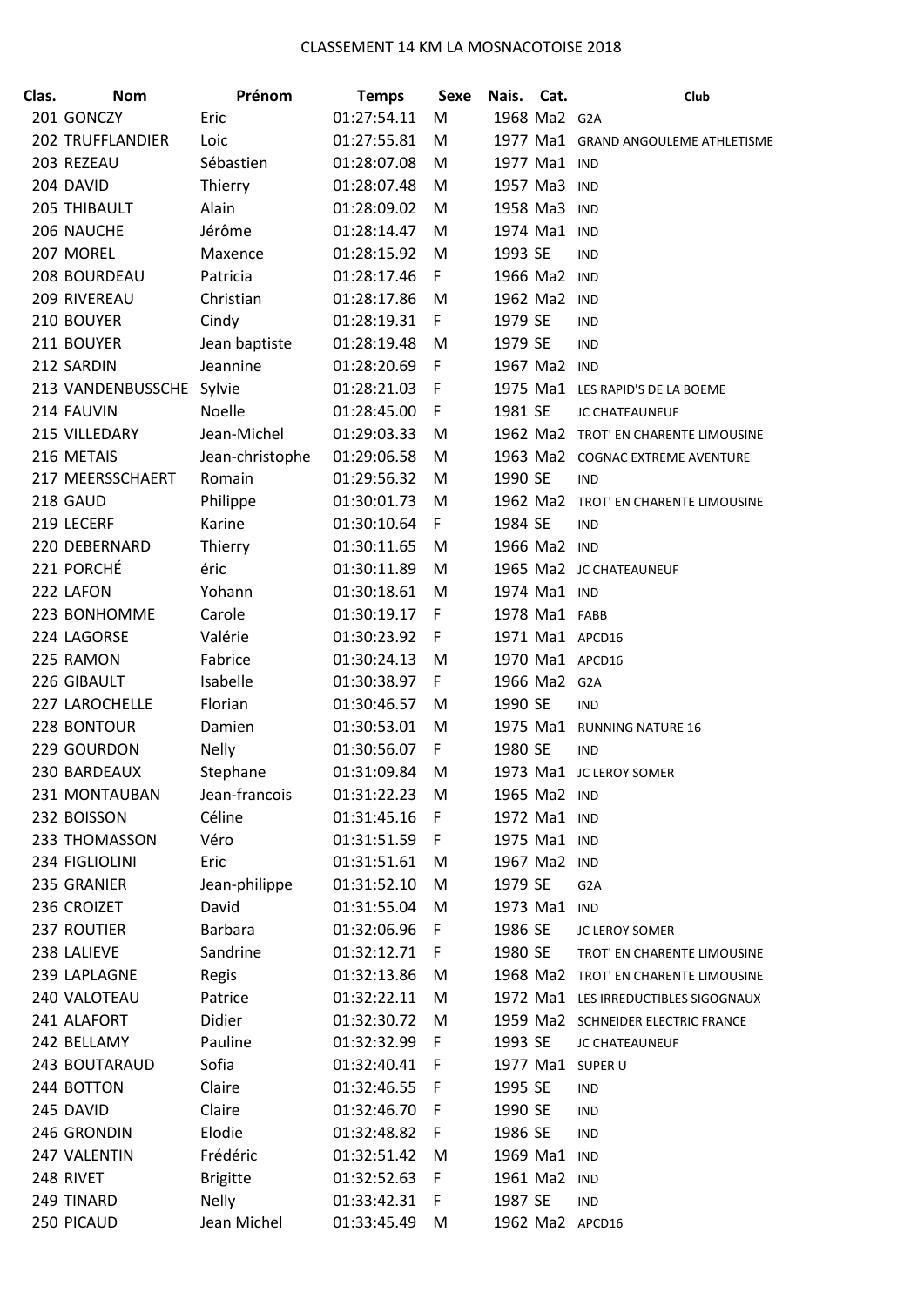CLASSEMENT 14 KM LA MOSNACOTOISE 2018

| Clas. | Nom | Prénom | Temps | Sexe | Nais. | Cat. | Club |
|---|---|---|---|---|---|---|---|
| 201 | GONCZY | Eric | 01:27:54.11 | M | 1968 | Ma2 | G2A |
| 202 | TRUFFLANDIER | Loic | 01:27:55.81 | M | 1977 | Ma1 | GRAND ANGOULEME ATHLETISME |
| 203 | REZEAU | Sébastien | 01:28:07.08 | M | 1977 | Ma1 | IND |
| 204 | DAVID | Thierry | 01:28:07.48 | M | 1957 | Ma3 | IND |
| 205 | THIBAULT | Alain | 01:28:09.02 | M | 1958 | Ma3 | IND |
| 206 | NAUCHE | Jérôme | 01:28:14.47 | M | 1974 | Ma1 | IND |
| 207 | MOREL | Maxence | 01:28:15.92 | M | 1993 | SE | IND |
| 208 | BOURDEAU | Patricia | 01:28:17.46 | F | 1966 | Ma2 | IND |
| 209 | RIVEREAU | Christian | 01:28:17.86 | M | 1962 | Ma2 | IND |
| 210 | BOUYER | Cindy | 01:28:19.31 | F | 1979 | SE | IND |
| 211 | BOUYER | Jean baptiste | 01:28:19.48 | M | 1979 | SE | IND |
| 212 | SARDIN | Jeannine | 01:28:20.69 | F | 1967 | Ma2 | IND |
| 213 | VANDENBUSSCHE | Sylvie | 01:28:21.03 | F | 1975 | Ma1 | LES RAPID'S DE LA BOEME |
| 214 | FAUVIN | Noelle | 01:28:45.00 | F | 1981 | SE | JC CHATEAUNEUF |
| 215 | VILLEDARY | Jean-Michel | 01:29:03.33 | M | 1962 | Ma2 | TROT' EN CHARENTE LIMOUSINE |
| 216 | METAIS | Jean-christophe | 01:29:06.58 | M | 1963 | Ma2 | COGNAC EXTREME AVENTURE |
| 217 | MEERSSCHAERT | Romain | 01:29:56.32 | M | 1990 | SE | IND |
| 218 | GAUD | Philippe | 01:30:01.73 | M | 1962 | Ma2 | TROT' EN CHARENTE LIMOUSINE |
| 219 | LECERF | Karine | 01:30:10.64 | F | 1984 | SE | IND |
| 220 | DEBERNARD | Thierry | 01:30:11.65 | M | 1966 | Ma2 | IND |
| 221 | PORCHÉ | éric | 01:30:11.89 | M | 1965 | Ma2 | JC CHATEAUNEUF |
| 222 | LAFON | Yohann | 01:30:18.61 | M | 1974 | Ma1 | IND |
| 223 | BONHOMME | Carole | 01:30:19.17 | F | 1978 | Ma1 | FABB |
| 224 | LAGORSE | Valérie | 01:30:23.92 | F | 1971 | Ma1 | APCD16 |
| 225 | RAMON | Fabrice | 01:30:24.13 | M | 1970 | Ma1 | APCD16 |
| 226 | GIBAULT | Isabelle | 01:30:38.97 | F | 1966 | Ma2 | G2A |
| 227 | LAROCHELLE | Florian | 01:30:46.57 | M | 1990 | SE | IND |
| 228 | BONTOUR | Damien | 01:30:53.01 | M | 1975 | Ma1 | RUNNING NATURE 16 |
| 229 | GOURDON | Nelly | 01:30:56.07 | F | 1980 | SE | IND |
| 230 | BARDEAUX | Stephane | 01:31:09.84 | M | 1973 | Ma1 | JC LEROY SOMER |
| 231 | MONTAUBAN | Jean-francois | 01:31:22.23 | M | 1965 | Ma2 | IND |
| 232 | BOISSON | Céline | 01:31:45.16 | F | 1972 | Ma1 | IND |
| 233 | THOMASSON | Véro | 01:31:51.59 | F | 1975 | Ma1 | IND |
| 234 | FIGLIOLINI | Eric | 01:31:51.61 | M | 1967 | Ma2 | IND |
| 235 | GRANIER | Jean-philippe | 01:31:52.10 | M | 1979 | SE | G2A |
| 236 | CROIZET | David | 01:31:55.04 | M | 1973 | Ma1 | IND |
| 237 | ROUTIER | Barbara | 01:32:06.96 | F | 1986 | SE | JC LEROY SOMER |
| 238 | LALIEVE | Sandrine | 01:32:12.71 | F | 1980 | SE | TROT' EN CHARENTE LIMOUSINE |
| 239 | LAPLAGNE | Regis | 01:32:13.86 | M | 1968 | Ma2 | TROT' EN CHARENTE LIMOUSINE |
| 240 | VALOTEAU | Patrice | 01:32:22.11 | M | 1972 | Ma1 | LES IRREDUCTIBLES SIGOGNAUX |
| 241 | ALAFORT | Didier | 01:32:30.72 | M | 1959 | Ma2 | SCHNEIDER ELECTRIC FRANCE |
| 242 | BELLAMY | Pauline | 01:32:32.99 | F | 1993 | SE | JC CHATEAUNEUF |
| 243 | BOUTARAUD | Sofia | 01:32:40.41 | F | 1977 | Ma1 | SUPER U |
| 244 | BOTTON | Claire | 01:32:46.55 | F | 1995 | SE | IND |
| 245 | DAVID | Claire | 01:32:46.70 | F | 1990 | SE | IND |
| 246 | GRONDIN | Elodie | 01:32:48.82 | F | 1986 | SE | IND |
| 247 | VALENTIN | Frédéric | 01:32:51.42 | M | 1969 | Ma1 | IND |
| 248 | RIVET | Brigitte | 01:32:52.63 | F | 1961 | Ma2 | IND |
| 249 | TINARD | Nelly | 01:33:42.31 | F | 1987 | SE | IND |
| 250 | PICAUD | Jean Michel | 01:33:45.49 | M | 1962 | Ma2 | APCD16 |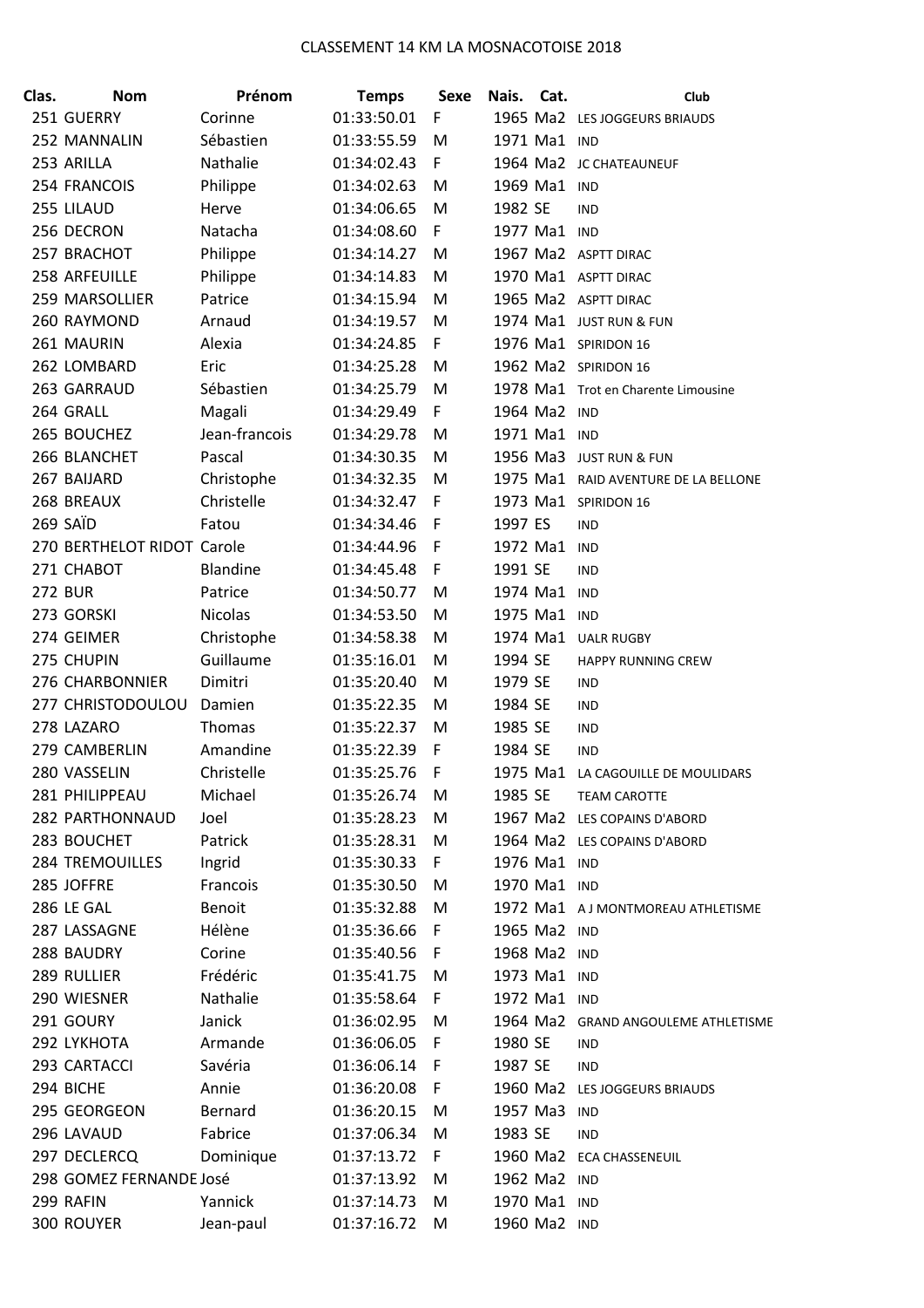# CLASSEMENT 14 KM LA MOSNACOTOISE 2018

| Clas. | Nom | Prénom | Temps | Sexe | Nais. | Cat. | Club |
|---|---|---|---|---|---|---|---|
| 251 | GUERRY | Corinne | 01:33:50.01 | F | 1965 | Ma2 | LES JOGGEURS BRIAUDS |
| 252 | MANNALIN | Sébastien | 01:33:55.59 | M | 1971 | Ma1 | IND |
| 253 | ARILLA | Nathalie | 01:34:02.43 | F | 1964 | Ma2 | JC CHATEAUNEUF |
| 254 | FRANCOIS | Philippe | 01:34:02.63 | M | 1969 | Ma1 | IND |
| 255 | LILAUD | Herve | 01:34:06.65 | M | 1982 | SE | IND |
| 256 | DECRON | Natacha | 01:34:08.60 | F | 1977 | Ma1 | IND |
| 257 | BRACHOT | Philippe | 01:34:14.27 | M | 1967 | Ma2 | ASPTT DIRAC |
| 258 | ARFEUILLE | Philippe | 01:34:14.83 | M | 1970 | Ma1 | ASPTT DIRAC |
| 259 | MARSOLLIER | Patrice | 01:34:15.94 | M | 1965 | Ma2 | ASPTT DIRAC |
| 260 | RAYMOND | Arnaud | 01:34:19.57 | M | 1974 | Ma1 | JUST RUN & FUN |
| 261 | MAURIN | Alexia | 01:34:24.85 | F | 1976 | Ma1 | SPIRIDON 16 |
| 262 | LOMBARD | Eric | 01:34:25.28 | M | 1962 | Ma2 | SPIRIDON 16 |
| 263 | GARRAUD | Sébastien | 01:34:25.79 | M | 1978 | Ma1 | Trot en Charente Limousine |
| 264 | GRALL | Magali | 01:34:29.49 | F | 1964 | Ma2 | IND |
| 265 | BOUCHEZ | Jean-francois | 01:34:29.78 | M | 1971 | Ma1 | IND |
| 266 | BLANCHET | Pascal | 01:34:30.35 | M | 1956 | Ma3 | JUST RUN & FUN |
| 267 | BAIJARD | Christophe | 01:34:32.35 | M | 1975 | Ma1 | RAID AVENTURE DE LA BELLONE |
| 268 | BREAUX | Christelle | 01:34:32.47 | F | 1973 | Ma1 | SPIRIDON 16 |
| 269 | SAÏD | Fatou | 01:34:34.46 | F | 1997 | ES | IND |
| 270 | BERTHELOT RIDOT | Carole | 01:34:44.96 | F | 1972 | Ma1 | IND |
| 271 | CHABOT | Blandine | 01:34:45.48 | F | 1991 | SE | IND |
| 272 | BUR | Patrice | 01:34:50.77 | M | 1974 | Ma1 | IND |
| 273 | GORSKI | Nicolas | 01:34:53.50 | M | 1975 | Ma1 | IND |
| 274 | GEIMER | Christophe | 01:34:58.38 | M | 1974 | Ma1 | UALR RUGBY |
| 275 | CHUPIN | Guillaume | 01:35:16.01 | M | 1994 | SE | HAPPY RUNNING CREW |
| 276 | CHARBONNIER | Dimitri | 01:35:20.40 | M | 1979 | SE | IND |
| 277 | CHRISTODOULOU | Damien | 01:35:22.35 | M | 1984 | SE | IND |
| 278 | LAZARO | Thomas | 01:35:22.37 | M | 1985 | SE | IND |
| 279 | CAMBERLIN | Amandine | 01:35:22.39 | F | 1984 | SE | IND |
| 280 | VASSELIN | Christelle | 01:35:25.76 | F | 1975 | Ma1 | LA CAGOUILLE DE MOULIDARS |
| 281 | PHILIPPEAU | Michael | 01:35:26.74 | M | 1985 | SE | TEAM CAROTTE |
| 282 | PARTHONNAUD | Joel | 01:35:28.23 | M | 1967 | Ma2 | LES COPAINS D'ABORD |
| 283 | BOUCHET | Patrick | 01:35:28.31 | M | 1964 | Ma2 | LES COPAINS D'ABORD |
| 284 | TREMOUILLES | Ingrid | 01:35:30.33 | F | 1976 | Ma1 | IND |
| 285 | JOFFRE | Francois | 01:35:30.50 | M | 1970 | Ma1 | IND |
| 286 | LE GAL | Benoit | 01:35:32.88 | M | 1972 | Ma1 | A J MONTMOREAU ATHLETISME |
| 287 | LASSAGNE | Hélène | 01:35:36.66 | F | 1965 | Ma2 | IND |
| 288 | BAUDRY | Corine | 01:35:40.56 | F | 1968 | Ma2 | IND |
| 289 | RULLIER | Frédéric | 01:35:41.75 | M | 1973 | Ma1 | IND |
| 290 | WIESNER | Nathalie | 01:35:58.64 | F | 1972 | Ma1 | IND |
| 291 | GOURY | Janick | 01:36:02.95 | M | 1964 | Ma2 | GRAND ANGOULEME ATHLETISME |
| 292 | LYKHOTA | Armande | 01:36:06.05 | F | 1980 | SE | IND |
| 293 | CARTACCI | Savéria | 01:36:06.14 | F | 1987 | SE | IND |
| 294 | BICHE | Annie | 01:36:20.08 | F | 1960 | Ma2 | LES JOGGEURS BRIAUDS |
| 295 | GEORGEON | Bernard | 01:36:20.15 | M | 1957 | Ma3 | IND |
| 296 | LAVAUD | Fabrice | 01:37:06.34 | M | 1983 | SE | IND |
| 297 | DECLERCQ | Dominique | 01:37:13.72 | F | 1960 | Ma2 | ECA CHASSENEUIL |
| 298 | GOMEZ FERNANDE | José | 01:37:13.92 | M | 1962 | Ma2 | IND |
| 299 | RAFIN | Yannick | 01:37:14.73 | M | 1970 | Ma1 | IND |
| 300 | ROUYER | Jean-paul | 01:37:16.72 | M | 1960 | Ma2 | IND |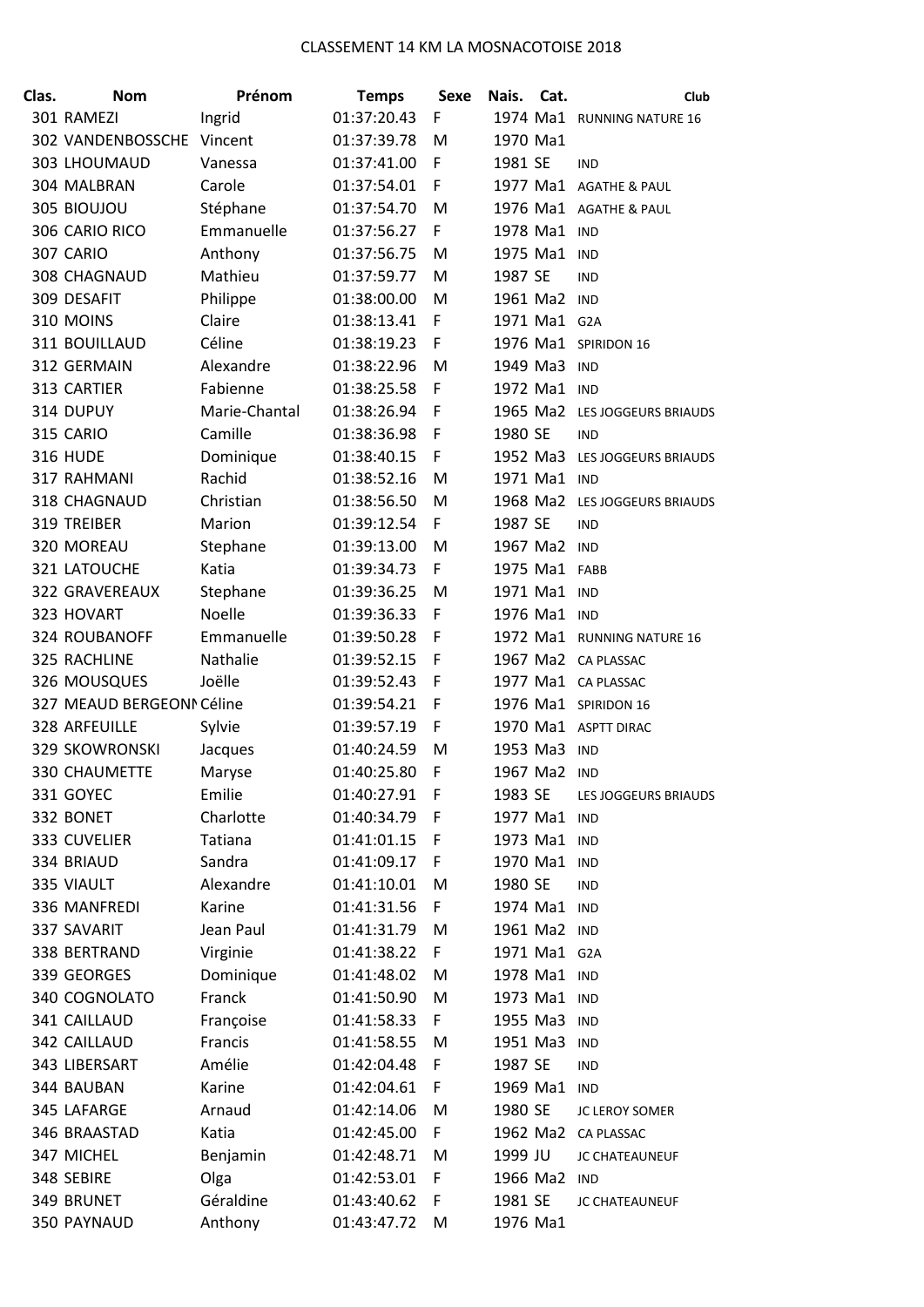CLASSEMENT 14 KM LA MOSNACOTOISE 2018

| Clas. | Nom | Prénom | Temps | Sexe | Nais. | Cat. | Club |
|---|---|---|---|---|---|---|---|
| 301 | RAMEZI | Ingrid | 01:37:20.43 | F | 1974 | Ma1 | RUNNING NATURE 16 |
| 302 | VANDENBOSSCHE | Vincent | 01:37:39.78 | M | 1970 | Ma1 | |
| 303 | LHOUMAUD | Vanessa | 01:37:41.00 | F | 1981 | SE | IND |
| 304 | MALBRAN | Carole | 01:37:54.01 | F | 1977 | Ma1 | AGATHE & PAUL |
| 305 | BIOUJOU | Stéphane | 01:37:54.70 | M | 1976 | Ma1 | AGATHE & PAUL |
| 306 | CARIO RICO | Emmanuelle | 01:37:56.27 | F | 1978 | Ma1 | IND |
| 307 | CARIO | Anthony | 01:37:56.75 | M | 1975 | Ma1 | IND |
| 308 | CHAGNAUD | Mathieu | 01:37:59.77 | M | 1987 | SE | IND |
| 309 | DESAFIT | Philippe | 01:38:00.00 | M | 1961 | Ma2 | IND |
| 310 | MOINS | Claire | 01:38:13.41 | F | 1971 | Ma1 | G2A |
| 311 | BOUILLAUD | Céline | 01:38:19.23 | F | 1976 | Ma1 | SPIRIDON 16 |
| 312 | GERMAIN | Alexandre | 01:38:22.96 | M | 1949 | Ma3 | IND |
| 313 | CARTIER | Fabienne | 01:38:25.58 | F | 1972 | Ma1 | IND |
| 314 | DUPUY | Marie-Chantal | 01:38:26.94 | F | 1965 | Ma2 | LES JOGGEURS BRIAUDS |
| 315 | CARIO | Camille | 01:38:36.98 | F | 1980 | SE | IND |
| 316 | HUDE | Dominique | 01:38:40.15 | F | 1952 | Ma3 | LES JOGGEURS BRIAUDS |
| 317 | RAHMANI | Rachid | 01:38:52.16 | M | 1971 | Ma1 | IND |
| 318 | CHAGNAUD | Christian | 01:38:56.50 | M | 1968 | Ma2 | LES JOGGEURS BRIAUDS |
| 319 | TREIBER | Marion | 01:39:12.54 | F | 1987 | SE | IND |
| 320 | MOREAU | Stephane | 01:39:13.00 | M | 1967 | Ma2 | IND |
| 321 | LATOUCHE | Katia | 01:39:34.73 | F | 1975 | Ma1 | FABB |
| 322 | GRAVEREAUX | Stephane | 01:39:36.25 | M | 1971 | Ma1 | IND |
| 323 | HOVART | Noelle | 01:39:36.33 | F | 1976 | Ma1 | IND |
| 324 | ROUBANOFF | Emmanuelle | 01:39:50.28 | F | 1972 | Ma1 | RUNNING NATURE 16 |
| 325 | RACHLINE | Nathalie | 01:39:52.15 | F | 1967 | Ma2 | CA PLASSAC |
| 326 | MOUSQUES | Joëlle | 01:39:52.43 | F | 1977 | Ma1 | CA PLASSAC |
| 327 | MEAUD BERGEONI | Céline | 01:39:54.21 | F | 1976 | Ma1 | SPIRIDON 16 |
| 328 | ARFEUILLE | Sylvie | 01:39:57.19 | F | 1970 | Ma1 | ASPTT DIRAC |
| 329 | SKOWRONSKI | Jacques | 01:40:24.59 | M | 1953 | Ma3 | IND |
| 330 | CHAUMETTE | Maryse | 01:40:25.80 | F | 1967 | Ma2 | IND |
| 331 | GOYEC | Emilie | 01:40:27.91 | F | 1983 | SE | LES JOGGEURS BRIAUDS |
| 332 | BONET | Charlotte | 01:40:34.79 | F | 1977 | Ma1 | IND |
| 333 | CUVELIER | Tatiana | 01:41:01.15 | F | 1973 | Ma1 | IND |
| 334 | BRIAUD | Sandra | 01:41:09.17 | F | 1970 | Ma1 | IND |
| 335 | VIAULT | Alexandre | 01:41:10.01 | M | 1980 | SE | IND |
| 336 | MANFREDI | Karine | 01:41:31.56 | F | 1974 | Ma1 | IND |
| 337 | SAVARIT | Jean Paul | 01:41:31.79 | M | 1961 | Ma2 | IND |
| 338 | BERTRAND | Virginie | 01:41:38.22 | F | 1971 | Ma1 | G2A |
| 339 | GEORGES | Dominique | 01:41:48.02 | M | 1978 | Ma1 | IND |
| 340 | COGNOLATO | Franck | 01:41:50.90 | M | 1973 | Ma1 | IND |
| 341 | CAILLAUD | Françoise | 01:41:58.33 | F | 1955 | Ma3 | IND |
| 342 | CAILLAUD | Francis | 01:41:58.55 | M | 1951 | Ma3 | IND |
| 343 | LIBERSART | Amélie | 01:42:04.48 | F | 1987 | SE | IND |
| 344 | BAUBAN | Karine | 01:42:04.61 | F | 1969 | Ma1 | IND |
| 345 | LAFARGE | Arnaud | 01:42:14.06 | M | 1980 | SE | JC LEROY SOMER |
| 346 | BRAASTAD | Katia | 01:42:45.00 | F | 1962 | Ma2 | CA PLASSAC |
| 347 | MICHEL | Benjamin | 01:42:48.71 | M | 1999 | JU | JC CHATEAUNEUF |
| 348 | SEBIRE | Olga | 01:42:53.01 | F | 1966 | Ma2 | IND |
| 349 | BRUNET | Géraldine | 01:43:40.62 | F | 1981 | SE | JC CHATEAUNEUF |
| 350 | PAYNAUD | Anthony | 01:43:47.72 | M | 1976 | Ma1 | |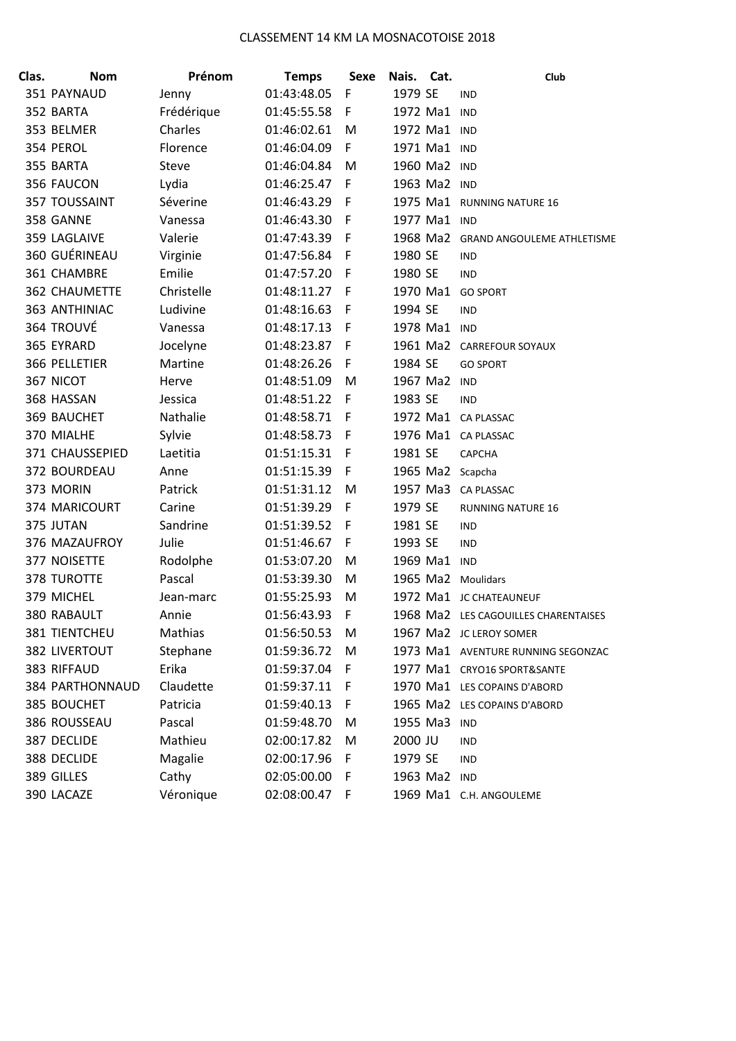CLASSEMENT 14 KM LA MOSNACOTOISE 2018

| Clas. | Nom | Prénom | Temps | Sexe | Nais. | Cat. | Club |
|---|---|---|---|---|---|---|---|
| 351 | PAYNAUD | Jenny | 01:43:48.05 | F | 1979 | SE | IND |
| 352 | BARTA | Frédérique | 01:45:55.58 | F | 1972 | Ma1 | IND |
| 353 | BELMER | Charles | 01:46:02.61 | M | 1972 | Ma1 | IND |
| 354 | PEROL | Florence | 01:46:04.09 | F | 1971 | Ma1 | IND |
| 355 | BARTA | Steve | 01:46:04.84 | M | 1960 | Ma2 | IND |
| 356 | FAUCON | Lydia | 01:46:25.47 | F | 1963 | Ma2 | IND |
| 357 | TOUSSAINT | Séverine | 01:46:43.29 | F | 1975 | Ma1 | RUNNING NATURE 16 |
| 358 | GANNE | Vanessa | 01:46:43.30 | F | 1977 | Ma1 | IND |
| 359 | LAGLAIVE | Valerie | 01:47:43.39 | F | 1968 | Ma2 | GRAND ANGOULEME ATHLETISME |
| 360 | GUÉRINEAU | Virginie | 01:47:56.84 | F | 1980 | SE | IND |
| 361 | CHAMBRE | Emilie | 01:47:57.20 | F | 1980 | SE | IND |
| 362 | CHAUMETTE | Christelle | 01:48:11.27 | F | 1970 | Ma1 | GO SPORT |
| 363 | ANTHINIAC | Ludivine | 01:48:16.63 | F | 1994 | SE | IND |
| 364 | TROUVÉ | Vanessa | 01:48:17.13 | F | 1978 | Ma1 | IND |
| 365 | EYRARD | Jocelyne | 01:48:23.87 | F | 1961 | Ma2 | CARREFOUR SOYAUX |
| 366 | PELLETIER | Martine | 01:48:26.26 | F | 1984 | SE | GO SPORT |
| 367 | NICOT | Herve | 01:48:51.09 | M | 1967 | Ma2 | IND |
| 368 | HASSAN | Jessica | 01:48:51.22 | F | 1983 | SE | IND |
| 369 | BAUCHET | Nathalie | 01:48:58.71 | F | 1972 | Ma1 | CA PLASSAC |
| 370 | MIALHE | Sylvie | 01:48:58.73 | F | 1976 | Ma1 | CA PLASSAC |
| 371 | CHAUSSEPIED | Laetitia | 01:51:15.31 | F | 1981 | SE | CAPCHA |
| 372 | BOURDEAU | Anne | 01:51:15.39 | F | 1965 | Ma2 | Scapcha |
| 373 | MORIN | Patrick | 01:51:31.12 | M | 1957 | Ma3 | CA PLASSAC |
| 374 | MARICOURT | Carine | 01:51:39.29 | F | 1979 | SE | RUNNING NATURE 16 |
| 375 | JUTAN | Sandrine | 01:51:39.52 | F | 1981 | SE | IND |
| 376 | MAZAUFROY | Julie | 01:51:46.67 | F | 1993 | SE | IND |
| 377 | NOISETTE | Rodolphe | 01:53:07.20 | M | 1969 | Ma1 | IND |
| 378 | TUROTTE | Pascal | 01:53:39.30 | M | 1965 | Ma2 | Moulidars |
| 379 | MICHEL | Jean-marc | 01:55:25.93 | M | 1972 | Ma1 | JC CHATEAUNEUF |
| 380 | RABAULT | Annie | 01:56:43.93 | F | 1968 | Ma2 | LES CAGOUILLES CHARENTAISES |
| 381 | TIENTCHEU | Mathias | 01:56:50.53 | M | 1967 | Ma2 | JC LEROY SOMER |
| 382 | LIVERTOUT | Stephane | 01:59:36.72 | M | 1973 | Ma1 | AVENTURE RUNNING SEGONZAC |
| 383 | RIFFAUD | Erika | 01:59:37.04 | F | 1977 | Ma1 | CRYO16 SPORT&SANTE |
| 384 | PARTHONNAUD | Claudette | 01:59:37.11 | F | 1970 | Ma1 | LES COPAINS D'ABORD |
| 385 | BOUCHET | Patricia | 01:59:40.13 | F | 1965 | Ma2 | LES COPAINS D'ABORD |
| 386 | ROUSSEAU | Pascal | 01:59:48.70 | M | 1955 | Ma3 | IND |
| 387 | DECLIDE | Mathieu | 02:00:17.82 | M | 2000 | JU | IND |
| 388 | DECLIDE | Magalie | 02:00:17.96 | F | 1979 | SE | IND |
| 389 | GILLES | Cathy | 02:05:00.00 | F | 1963 | Ma2 | IND |
| 390 | LACAZE | Véronique | 02:08:00.47 | F | 1969 | Ma1 | C.H. ANGOULEME |